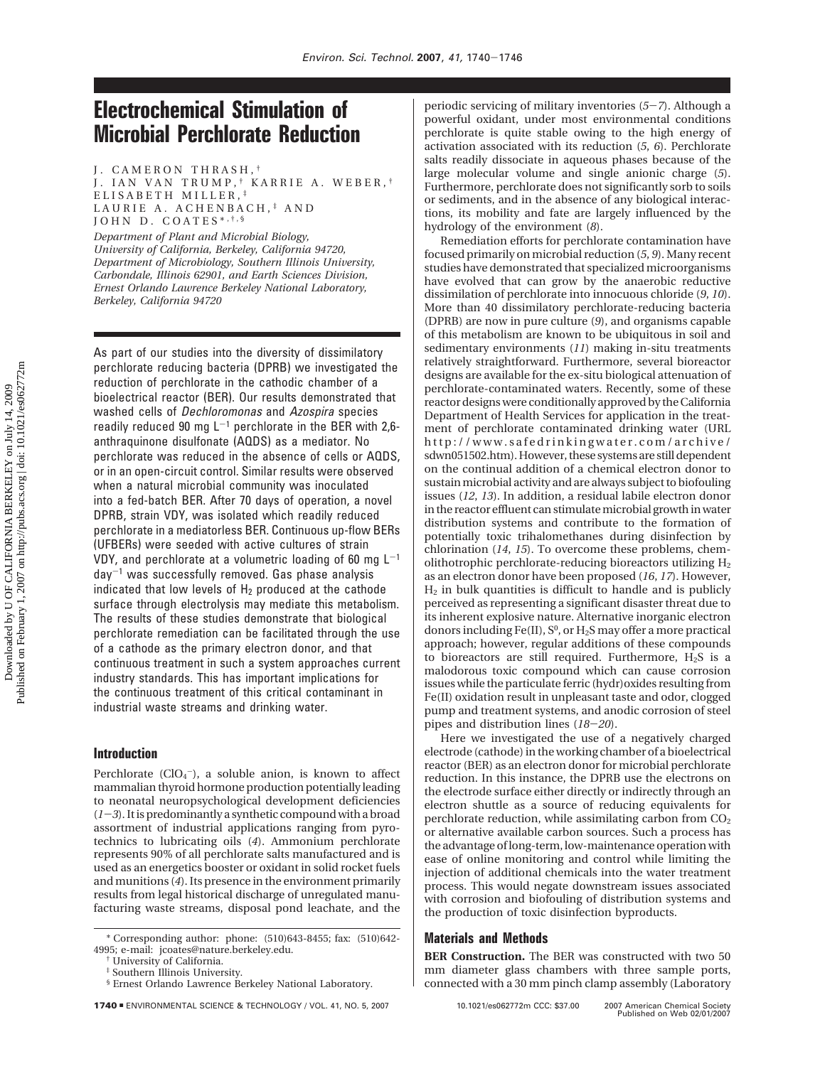# Electrochemical Stimulation of Microbial Perchlorate Reduction

J. CAMERON THRASH,[†] J. IAN VAN TRUMP,[†] KARRIE A. WEBER,[†] ELISABETH MILLER,[‡] LAURIE A. ACHENBACH,[‡] AND JOHN D. COATES*,[†,§]

*Department of Plant and Microbial Biology, University of California, Berkeley, California 94720, Department of Microbiology, Southern Illinois University, Carbondale, Illinois 62901, and Earth Sciences Division, Ernest Orlando Lawrence Berkeley National Laboratory, Berkeley, California 94720*

As part of our studies into the diversity of dissimilatory perchlorate reducing bacteria (DPRB) we investigated the reduction of perchlorate in the cathodic chamber of a bioelectrical reactor (BER). Our results demonstrated that washed cells of *Dechloromonas* and *Azospira* species readily reduced 90 mg $L^{-1}$ perchlorate in the BER with 2,6-anthraquinone disulfonate (AQDS) as a mediator. No perchlorate was reduced in the absence of cells or AQDS, or in an open-circuit control. Similar results were observed when a natural microbial community was inoculated into a fed-batch BER. After 70 days of operation, a novel DPRB, strain VDY, was isolated which readily reduced perchlorate in a mediatorless BER. Continuous up-flow BERs (UFBERs) were seeded with active cultures of strain VDY, and perchlorate at a volumetric loading of 60 mg $L^{-1}$ $day^{-1}$ was successfully removed. Gas phase analysis indicated that low levels of $H_2$ produced at the cathode surface through electrolysis may mediate this metabolism. The results of these studies demonstrate that biological perchlorate remediation can be facilitated through the use of a cathode as the primary electron donor, and that continuous treatment in such a system approaches current industry standards. This has important implications for the continuous treatment of this critical contaminant in industrial waste streams and drinking water.

## Introduction

Perchlorate ($ClO_4^-$), a soluble anion, is known to affect mammalian thyroid hormone production potentially leading to neonatal neuropsychological development deficiencies (*1–3*). It is predominantly a synthetic compound with a broad assortment of industrial applications ranging from pyrotechnics to lubricating oils (*4*). Ammonium perchlorate represents 90% of all perchlorate salts manufactured and is used as an energetics booster or oxidant in solid rocket fuels and munitions (*4*). Its presence in the environment primarily results from legal historical discharge of unregulated manufacturing waste streams, disposal pond leachate, and the periodic servicing of military inventories (*5–7*). Although a powerful oxidant, under most environmental conditions perchlorate is quite stable owing to the high energy of activation associated with its reduction (*5*, *6*). Perchlorate salts readily dissociate in aqueous phases because of the large molecular volume and single anionic charge (*5*). Furthermore, perchlorate does not significantly sorb to soils or sediments, and in the absence of any biological interactions, its mobility and fate are largely influenced by the hydrology of the environment (*8*).

Remediation efforts for perchlorate contamination have focused primarily on microbial reduction (*5*, *9*). Many recent studies have demonstrated that specialized microorganisms have evolved that can grow by the anaerobic reductive dissimilation of perchlorate into innocuous chloride (*9*, *10*). More than 40 dissimilatory perchlorate-reducing bacteria (DPRB) are now in pure culture (*9*), and organisms capable of this metabolism are known to be ubiquitous in soil and sedimentary environments (*11*) making in-situ treatments relatively straightforward. Furthermore, several bioreactor designs are available for the ex-situ biological attenuation of perchlorate-contaminated waters. Recently, some of these reactor designs were conditionally approved by the California Department of Health Services for application in the treatment of perchlorate contaminated drinking water (URL http://www.safedrinkingwater.com/archive/sdwn051502.htm). However, these systems are still dependent on the continual addition of a chemical electron donor to sustain microbial activity and are always subject to biofouling issues (*12*, *13*). In addition, a residual labile electron donor in the reactor effluent can stimulate microbial growth in water distribution systems and contribute to the formation of potentially toxic trihalomethanes during disinfection by chlorination (*14*, *15*). To overcome these problems, chemolithotrophic perchlorate-reducing bioreactors utilizing $H_2$ as an electron donor have been proposed (*16*, *17*). However, $H_2$ in bulk quantities is difficult to handle and is publicly perceived as representing a significant disaster threat due to its inherent explosive nature. Alternative inorganic electron donors including Fe(II), $S^0$, or $H_2S$ may offer a more practical approach; however, regular additions of these compounds to bioreactors are still required. Furthermore, $H_2S$ is a malodorous toxic compound which can cause corrosion issues while the particulate ferric (hydr)oxides resulting from Fe(II) oxidation result in unpleasant taste and odor, clogged pump and treatment systems, and anodic corrosion of steel pipes and distribution lines (*18–20*).

Here we investigated the use of a negatively charged electrode (cathode) in the working chamber of a bioelectrical reactor (BER) as an electron donor for microbial perchlorate reduction. In this instance, the DPRB use the electrons on the electrode surface either directly or indirectly through an electron shuttle as a source of reducing equivalents for perchlorate reduction, while assimilating carbon from $CO_2$ or alternative available carbon sources. Such a process has the advantage of long-term, low-maintenance operation with ease of online monitoring and control while limiting the injection of additional chemicals into the water treatment process. This would negate downstream issues associated with corrosion and biofouling of distribution systems and the production of toxic disinfection byproducts.

## Materials and Methods

**BER Construction.** The BER was constructed with two 50 mm diameter glass chambers with three sample ports, connected with a 30 mm pinch clamp assembly (Laboratory

\* Corresponding author: phone: (510)643-8455; fax: (510)642-4995; e-mail: jcoates@nature.berkeley.edu.

[†] University of California.

[‡] Southern Illinois University.

[§] Ernest Orlando Lawrence Berkeley National Laboratory.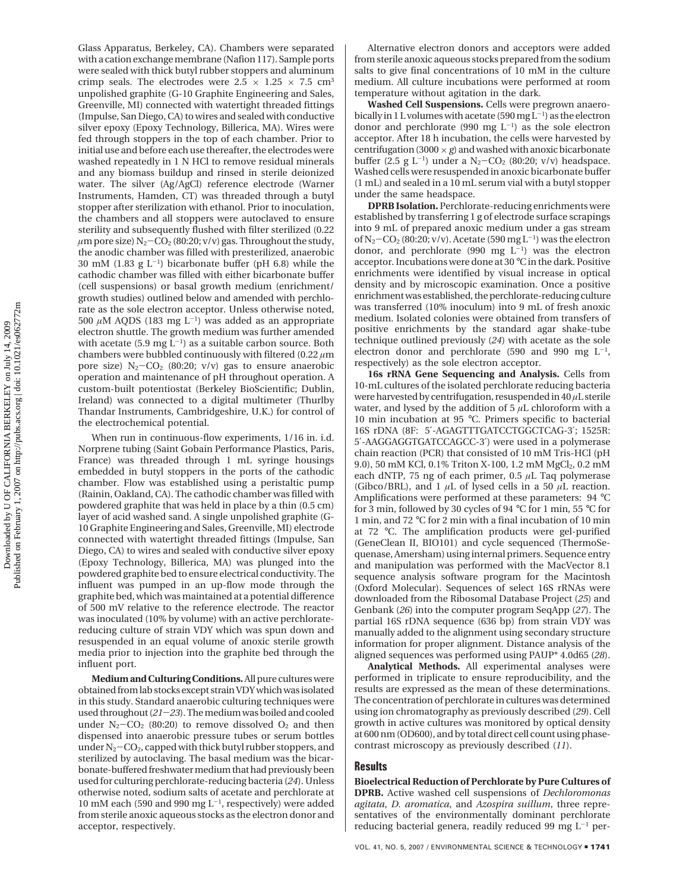Glass Apparatus, Berkeley, CA). Chambers were separated with a cation exchange membrane (Nafion 117). Sample ports were sealed with thick butyl rubber stoppers and aluminum crimp seals. The electrodes were 2.5 × 1.25 × 7.5 $cm^3$ unpolished graphite (G-10 Graphite Engineering and Sales, Greenville, MI) connected with watertight threaded fittings (Impulse, San Diego, CA) to wires and sealed with conductive silver epoxy (Epoxy Technology, Billerica, MA). Wires were fed through stoppers in the top of each chamber. Prior to initial use and before each use thereafter, the electrodes were washed repeatedly in 1 N HCl to remove residual minerals and any biomass buildup and rinsed in sterile deionized water. The silver (Ag/AgCl) reference electrode (Warner Instruments, Hamden, CT) was threaded through a butyl stopper after sterilization with ethanol. Prior to inoculation, the chambers and all stoppers were autoclaved to ensure sterility and subsequently flushed with filter sterilized (0.22 $\mu$m pore size) $N_2-CO_2$ (80:20; v/v) gas. Throughout the study, the anodic chamber was filled with presterilized, anaerobic 30 mM (1.83 g $L^{-1}$) bicarbonate buffer (pH 6.8) while the cathodic chamber was filled with either bicarbonate buffer (cell suspensions) or basal growth medium (enrichment/growth studies) outlined below and amended with perchlorate as the sole electron acceptor. Unless otherwise noted, 500 $\mu$M AQDS (183 mg $L^{-1}$) was added as an appropriate electron shuttle. The growth medium was further amended with acetate (5.9 mg $L^{-1}$) as a suitable carbon source. Both chambers were bubbled continuously with filtered (0.22 $\mu$m pore size) $N_2-CO_2$ (80:20; v/v) gas to ensure anaerobic operation and maintenance of pH throughout operation. A custom-built potentiostat (Berkeley BioScientific; Dublin, Ireland) was connected to a digital multimeter (Thurlby Thandar Instruments, Cambridgeshire, U.K.) for control of the electrochemical potential.

When run in continuous-flow experiments, 1/16 in. i.d. Norprene tubing (Saint Gobain Performance Plastics, Paris, France) was threaded through 1 mL syringe housings embedded in butyl stoppers in the ports of the cathodic chamber. Flow was established using a peristaltic pump (Rainin, Oakland, CA). The cathodic chamber was filled with powdered graphite that was held in place by a thin (0.5 cm) layer of acid washed sand. A single unpolished graphite (G-10 Graphite Engineering and Sales, Greenville, MI) electrode connected with watertight threaded fittings (Impulse, San Diego, CA) to wires and sealed with conductive silver epoxy (Epoxy Technology, Billerica, MA) was plunged into the powdered graphite bed to ensure electrical conductivity. The influent was pumped in an up-flow mode through the graphite bed, which was maintained at a potential difference of 500 mV relative to the reference electrode. The reactor was inoculated (10% by volume) with an active perchlorate-reducing culture of strain VDY which was spun down and resuspended in an equal volume of anoxic sterile growth media prior to injection into the graphite bed through the influent port.

**Medium and Culturing Conditions.** All pure cultures were obtained from lab stocks except strain VDY which was isolated in this study. Standard anaerobic culturing techniques were used throughout (*21–23*). The medium was boiled and cooled under $N_2-CO_2$ (80:20) to remove dissolved $O_2$ and then dispensed into anaerobic pressure tubes or serum bottles under $N_2-CO_2$, capped with thick butyl rubber stoppers, and sterilized by autoclaving. The basal medium was the bicarbonate-buffered freshwater medium that had previously been used for culturing perchlorate-reducing bacteria (*24*). Unless otherwise noted, sodium salts of acetate and perchlorate at 10 mM each (590 and 990 mg $L^{-1}$, respectively) were added from sterile anoxic aqueous stocks as the electron donor and acceptor, respectively.

Alternative electron donors and acceptors were added from sterile anoxic aqueous stocks prepared from the sodium salts to give final concentrations of 10 mM in the culture medium. All culture incubations were performed at room temperature without agitation in the dark.

**Washed Cell Suspensions.** Cells were pregrown anaerobically in 1 L volumes with acetate (590 mg $L^{-1}$) as the electron donor and perchlorate (990 mg $L^{-1}$) as the sole electron acceptor. After 18 h incubation, the cells were harvested by centrifugation (3000 × *g*) and washed with anoxic bicarbonate buffer (2.5 g $L^{-1}$) under a $N_2-CO_2$ (80:20; v/v) headspace. Washed cells were resuspended in anoxic bicarbonate buffer (1 mL) and sealed in a 10 mL serum vial with a butyl stopper under the same headspace.

**DPRB Isolation.** Perchlorate-reducing enrichments were established by transferring 1 g of electrode surface scrapings into 9 mL of prepared anoxic medium under a gas stream of $N_2-CO_2$ (80:20; v/v). Acetate (590 mg $L^{-1}$) was the electron donor, and perchlorate (990 mg $L^{-1}$) was the electron acceptor. Incubations were done at 30 °C in the dark. Positive enrichments were identified by visual increase in optical density and by microscopic examination. Once a positive enrichment was established, the perchlorate-reducing culture was transferred (10% inoculum) into 9 mL of fresh anoxic medium. Isolated colonies were obtained from transfers of positive enrichments by the standard agar shake-tube technique outlined previously (*24*) with acetate as the sole electron donor and perchlorate (590 and 990 mg $L^{-1}$, respectively) as the sole electron acceptor.

**16s rRNA Gene Sequencing and Analysis.** Cells from 10-mL cultures of the isolated perchlorate reducing bacteria were harvested by centrifugation, resuspended in 40 $\mu$L sterile water, and lysed by the addition of 5 $\mu$L chloroform with a 10 min incubation at 95 °C. Primers specific to bacterial 16S rDNA (8F: 5′-AGAGTTTGATCCTGGCTCAG-3′; 1525R: 5′-AAGGAGGTGATCCAGCC-3′) were used in a polymerase chain reaction (PCR) that consisted of 10 mM Tris-HCl (pH 9.0), 50 mM KCl, 0.1% Triton X-100, 1.2 mM $MgCl_2$, 0.2 mM each dNTP, 75 ng of each primer, 0.5 $\mu$L Taq polymerase (Gibco/BRL), and 1 $\mu$L of lysed cells in a 50 $\mu$L reaction. Amplifications were performed at these parameters: 94 °C for 3 min, followed by 30 cycles of 94 °C for 1 min, 55 °C for 1 min, and 72 °C for 2 min with a final incubation of 10 min at 72 °C. The amplification products were gel-purified (GeneClean II, BIO101) and cycle sequenced (ThermoSequenase, Amersham) using internal primers. Sequence entry and manipulation was performed with the MacVector 8.1 sequence analysis software program for the Macintosh (Oxford Molecular). Sequences of select 16S rRNAs were downloaded from the Ribosomal Database Project (*25*) and Genbank (*26*) into the computer program SeqApp (*27*). The partial 16S rDNA sequence (636 bp) from strain VDY was manually added to the alignment using secondary structure information for proper alignment. Distance analysis of the aligned sequences was performed using PAUP* 4.0d65 (*28*).

**Analytical Methods.** All experimental analyses were performed in triplicate to ensure reproducibility, and the results are expressed as the mean of these determinations. The concentration of perchlorate in cultures was determined using ion chromatography as previously described (*29*). Cell growth in active cultures was monitored by optical density at 600 nm (OD600), and by total direct cell count using phase-contrast microscopy as previously described (*11*).

## Results

**Bioelectrical Reduction of Perchlorate by Pure Cultures of DPRB.** Active washed cell suspensions of *Dechloromonas agitata*, *D. aromatica*, and *Azospira suillum*, three representatives of the environmentally dominant perchlorate reducing bacterial genera, readily reduced 99 mg $L^{-1}$ per-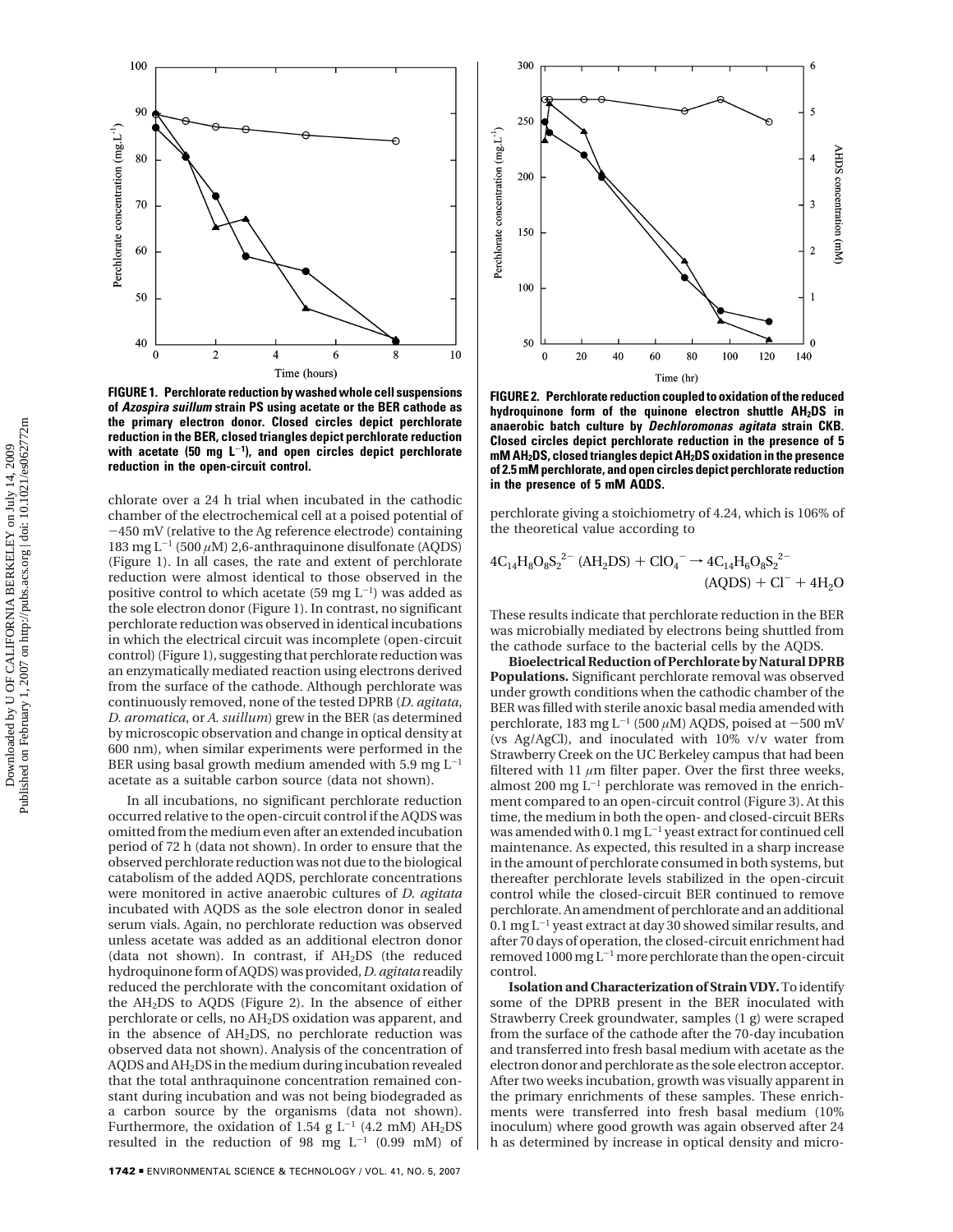**FIGURE 1. Perchlorate reduction by washed whole cell suspensions of *Azospira suillum* strain PS using acetate or the BER cathode as the primary electron donor. Closed circles depict perchlorate reduction in the BER, closed triangles depict perchlorate reduction with acetate (50 mg $L^{-1}$), and open circles depict perchlorate reduction in the open-circuit control.**

chlorate over a 24 h trial when incubated in the cathodic chamber of the electrochemical cell at a poised potential of −450 mV (relative to the Ag reference electrode) containing 183 mg $L^{-1}$ (500 μM) 2,6-anthraquinone disulfonate (AQDS) (Figure 1). In all cases, the rate and extent of perchlorate reduction were almost identical to those observed in the positive control to which acetate (59 mg $L^{-1}$) was added as the sole electron donor (Figure 1). In contrast, no significant perchlorate reduction was observed in identical incubations in which the electrical circuit was incomplete (open-circuit control) (Figure 1), suggesting that perchlorate reduction was an enzymatically mediated reaction using electrons derived from the surface of the cathode. Although perchlorate was continuously removed, none of the tested DPRB (*D. agitata*, *D. aromatica*, or *A. suillum*) grew in the BER (as determined by microscopic observation and change in optical density at 600 nm), when similar experiments were performed in the BER using basal growth medium amended with 5.9 mg $L^{-1}$ acetate as a suitable carbon source (data not shown).

In all incubations, no significant perchlorate reduction occurred relative to the open-circuit control if the AQDS was omitted from the medium even after an extended incubation period of 72 h (data not shown). In order to ensure that the observed perchlorate reduction was not due to the biological catabolism of the added AQDS, perchlorate concentrations were monitored in active anaerobic cultures of *D. agitata* incubated with AQDS as the sole electron donor in sealed serum vials. Again, no perchlorate reduction was observed unless acetate was added as an additional electron donor (data not shown). In contrast, if $AH_2DS$ (the reduced hydroquinone form of AQDS) was provided, *D. agitata* readily reduced the perchlorate with the concomitant oxidation of the $AH_2DS$ to AQDS (Figure 2). In the absence of either perchlorate or cells, no $AH_2DS$ oxidation was apparent, and in the absence of $AH_2DS$, no perchlorate reduction was observed data not shown). Analysis of the concentration of AQDS and $AH_2DS$ in the medium during incubation revealed that the total anthraquinone concentration remained constant during incubation and was not being biodegraded as a carbon source by the organisms (data not shown). Furthermore, the oxidation of 1.54 g $L^{-1}$ (4.2 mM) $AH_2DS$ resulted in the reduction of 98 mg $L^{-1}$ (0.99 mM) of perchlorate giving a stoichiometry of 4.24, which is 106% of the theoretical value according to

**FIGURE 2. Perchlorate reduction coupled to oxidation of the reduced hydroquinone form of the quinone electron shuttle $AH_2DS$ in anaerobic batch culture by *Dechloromonas agitata* strain CKB. Closed circles depict perchlorate reduction in the presence of 5 mM $AH_2DS$, closed triangles depict $AH_2DS$ oxidation in the presence of 2.5 mM perchlorate, and open circles depict perchlorate reduction in the presence of 5 mM AQDS.**

$$4C_{14}H_8O_8S_2^{\ 2-}\ (AH_2DS) + ClO_4^- \rightarrow 4C_{14}H_6O_8S_2^{\ 2-}\ (AQDS) + Cl^- + 4H_2O$$

These results indicate that perchlorate reduction in the BER was microbially mediated by electrons being shuttled from the cathode surface to the bacterial cells by the AQDS.

**Bioelectrical Reduction of Perchlorate by Natural DPRB Populations.** Significant perchlorate removal was observed under growth conditions when the cathodic chamber of the BER was filled with sterile anoxic basal media amended with perchlorate, 183 mg $L^{-1}$ (500 μM) AQDS, poised at −500 mV (vs Ag/AgCl), and inoculated with 10% v/v water from Strawberry Creek on the UC Berkeley campus that had been filtered with 11 μm filter paper. Over the first three weeks, almost 200 mg $L^{-1}$ perchlorate was removed in the enrichment compared to an open-circuit control (Figure 3). At this time, the medium in both the open- and closed-circuit BERs was amended with 0.1 mg $L^{-1}$ yeast extract for continued cell maintenance. As expected, this resulted in a sharp increase in the amount of perchlorate consumed in both systems, but thereafter perchlorate levels stabilized in the open-circuit control while the closed-circuit BER continued to remove perchlorate. An amendment of perchlorate and an additional 0.1 mg $L^{-1}$ yeast extract at day 30 showed similar results, and after 70 days of operation, the closed-circuit enrichment had removed 1000 mg $L^{-1}$ more perchlorate than the open-circuit control.

**Isolation and Characterization of Strain VDY.** To identify some of the DPRB present in the BER inoculated with Strawberry Creek groundwater, samples (1 g) were scraped from the surface of the cathode after the 70-day incubation and transferred into fresh basal medium with acetate as the electron donor and perchlorate as the sole electron acceptor. After two weeks incubation, growth was visually apparent in the primary enrichments of these samples. These enrichments were transferred into fresh basal medium (10% inoculum) where good growth was again observed after 24 h as determined by increase in optical density and micro-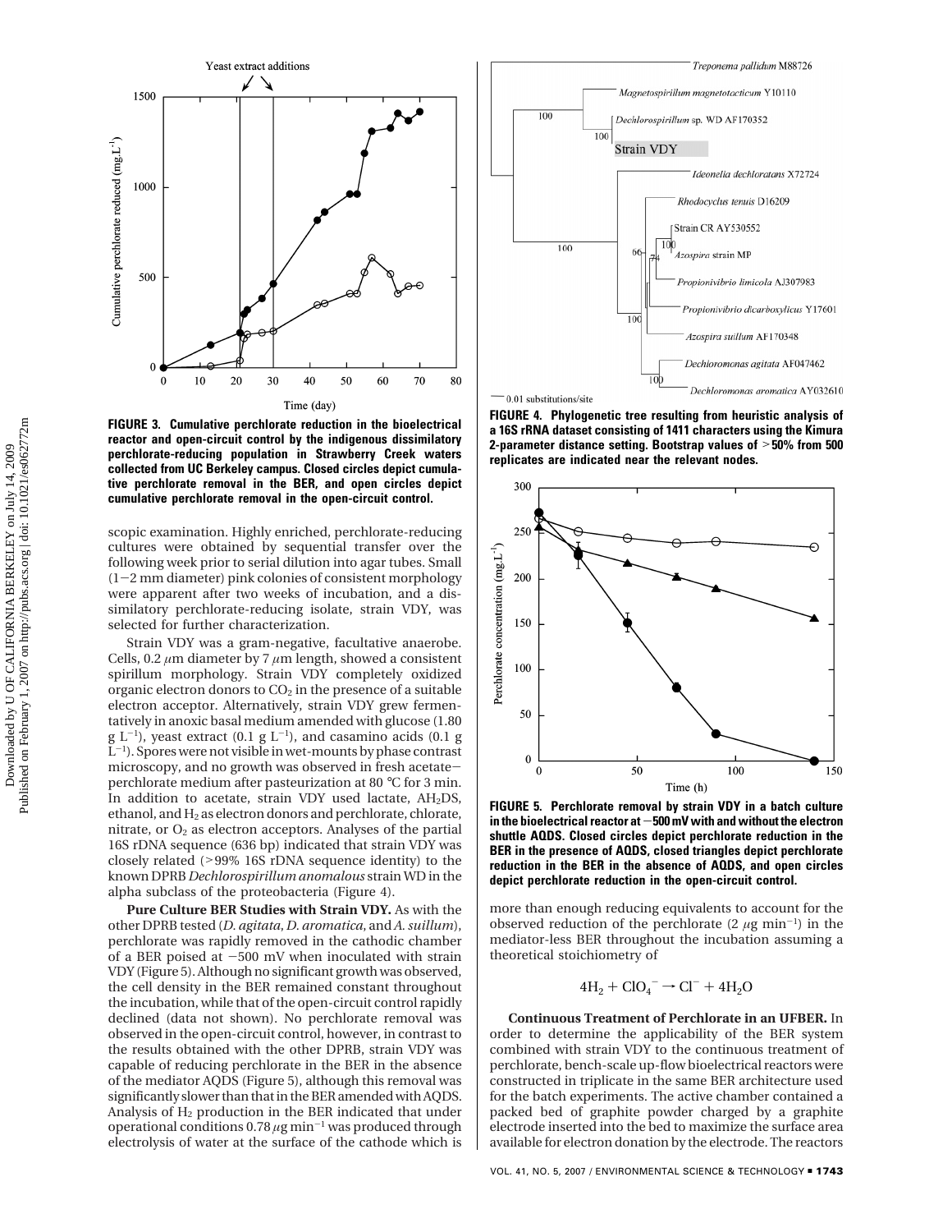**FIGURE 3. Cumulative perchlorate reduction in the bioelectrical reactor and open-circuit control by the indigenous dissimilatory perchlorate-reducing population in Strawberry Creek waters collected from UC Berkeley campus. Closed circles depict cumulative perchlorate removal in the BER, and open circles depict cumulative perchlorate removal in the open-circuit control.**

**FIGURE 4. Phylogenetic tree resulting from heuristic analysis of a 16S rRNA dataset consisting of 1411 characters using the Kimura 2-parameter distance setting. Bootstrap values of >50% from 500 replicates are indicated near the relevant nodes.**

**FIGURE 5. Perchlorate removal by strain VDY in a batch culture in the bioelectrical reactor at −500 mV with and without the electron shuttle AQDS. Closed circles depict perchlorate reduction in the BER in the presence of AQDS, closed triangles depict perchlorate reduction in the BER in the absence of AQDS, and open circles depict perchlorate reduction in the open-circuit control.**

scopic examination. Highly enriched, perchlorate-reducing cultures were obtained by sequential transfer over the following week prior to serial dilution into agar tubes. Small (1−2 mm diameter) pink colonies of consistent morphology were apparent after two weeks of incubation, and a dissimilatory perchlorate-reducing isolate, strain VDY, was selected for further characterization.

Strain VDY was a gram-negative, facultative anaerobe. Cells, 0.2 μm diameter by 7 μm length, showed a consistent spirillum morphology. Strain VDY completely oxidized organic electron donors to $CO_2$ in the presence of a suitable electron acceptor. Alternatively, strain VDY grew fermentatively in anoxic basal medium amended with glucose (1.80 g $L^{-1}$), yeast extract (0.1 g $L^{-1}$), and casamino acids (0.1 g $L^{-1}$). Spores were not visible in wet-mounts by phase contrast microscopy, and no growth was observed in fresh acetate−perchlorate medium after pasteurization at 80 °C for 3 min. In addition to acetate, strain VDY used lactate, $AH_2DS$, ethanol, and $H_2$ as electron donors and perchlorate, chlorate, nitrate, or $O_2$ as electron acceptors. Analyses of the partial 16S rDNA sequence (636 bp) indicated that strain VDY was closely related (>99% 16S rDNA sequence identity) to the known DPRB *Dechlorospirillum anomalous* strain WD in the alpha subclass of the proteobacteria (Figure 4).

**Pure Culture BER Studies with Strain VDY.** As with the other DPRB tested (*D. agitata*, *D. aromatica*, and *A. suillum*), perchlorate was rapidly removed in the cathodic chamber of a BER poised at −500 mV when inoculated with strain VDY (Figure 5). Although no significant growth was observed, the cell density in the BER remained constant throughout the incubation, while that of the open-circuit control rapidly declined (data not shown). No perchlorate removal was observed in the open-circuit control, however, in contrast to the results obtained with the other DPRB, strain VDY was capable of reducing perchlorate in the BER in the absence of the mediator AQDS (Figure 5), although this removal was significantly slower than that in the BER amended with AQDS. Analysis of $H_2$ production in the BER indicated that under operational conditions 0.78 μg $min^{-1}$ was produced through electrolysis of water at the surface of the cathode which is more than enough reducing equivalents to account for the observed reduction of the perchlorate (2 μg $min^{-1}$) in the mediator-less BER throughout the incubation assuming a theoretical stoichiometry of

$$4H_2 + ClO_4^- \rightarrow Cl^- + 4H_2O$$

**Continuous Treatment of Perchlorate in an UFBER.** In order to determine the applicability of the BER system combined with strain VDY to the continuous treatment of perchlorate, bench-scale up-flow bioelectrical reactors were constructed in triplicate in the same BER architecture used for the batch experiments. The active chamber contained a packed bed of graphite powder charged by a graphite electrode inserted into the bed to maximize the surface area available for electron donation by the electrode. The reactors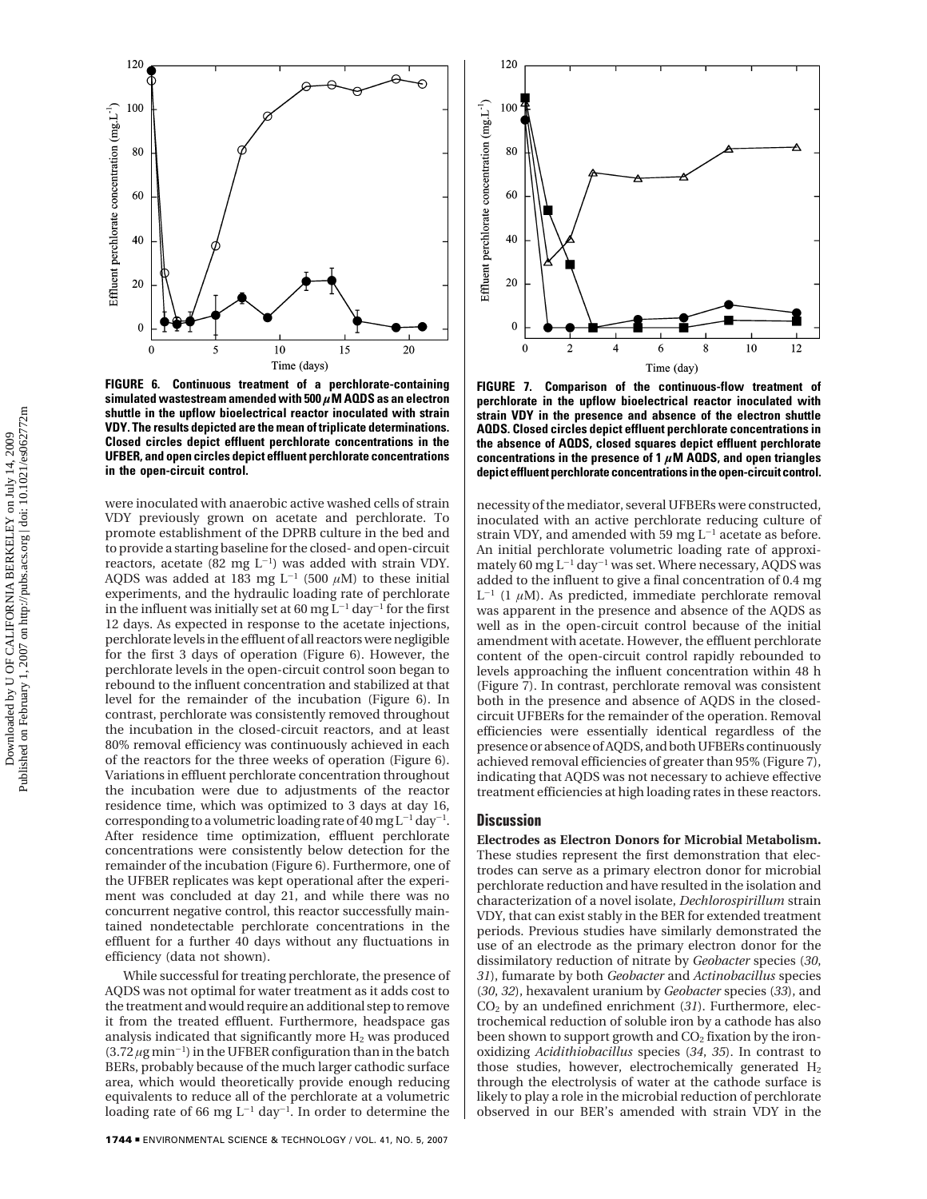FIGURE 6. Continuous treatment of a perchlorate-containing simulated wastestream amended with 500 $\mu$M AQDS as an electron shuttle in the upflow bioelectrical reactor inoculated with strain VDY. The results depicted are the mean of triplicate determinations. Closed circles depict effluent perchlorate concentrations in the UFBER, and open circles depict effluent perchlorate concentrations in the open-circuit control.

FIGURE 7. Comparison of the continuous-flow treatment of perchlorate in the upflow bioelectrical reactor inoculated with strain VDY in the presence and absence of the electron shuttle AQDS. Closed circles depict effluent perchlorate concentrations in the absence of AQDS, closed squares depict effluent perchlorate concentrations in the presence of 1 $\mu$M AQDS, and open triangles depict effluent perchlorate concentrations in the open-circuit control.

were inoculated with anaerobic active washed cells of strain VDY previously grown on acetate and perchlorate. To promote establishment of the DPRB culture in the bed and to provide a starting baseline for the closed- and open-circuit reactors, acetate (82 mg $L^{-1}$) was added with strain VDY. AQDS was added at 183 mg $L^{-1}$ (500 $\mu$M) to these initial experiments, and the hydraulic loading rate of perchlorate in the influent was initially set at 60 mg $L^{-1}$ $day^{-1}$ for the first 12 days. As expected in response to the acetate injections, perchlorate levels in the effluent of all reactors were negligible for the first 3 days of operation (Figure 6). However, the perchlorate levels in the open-circuit control soon began to rebound to the influent concentration and stabilized at that level for the remainder of the incubation (Figure 6). In contrast, perchlorate was consistently removed throughout the incubation in the closed-circuit reactors, and at least 80% removal efficiency was continuously achieved in each of the reactors for the three weeks of operation (Figure 6). Variations in effluent perchlorate concentration throughout the incubation were due to adjustments of the reactor residence time, which was optimized to 3 days at day 16, corresponding to a volumetric loading rate of 40 mg $L^{-1}$ $day^{-1}$. After residence time optimization, effluent perchlorate concentrations were consistently below detection for the remainder of the incubation (Figure 6). Furthermore, one of the UFBER replicates was kept operational after the experiment was concluded at day 21, and while there was no concurrent negative control, this reactor successfully maintained nondetectable perchlorate concentrations in the effluent for a further 40 days without any fluctuations in efficiency (data not shown).

While successful for treating perchlorate, the presence of AQDS was not optimal for water treatment as it adds cost to the treatment and would require an additional step to remove it from the treated effluent. Furthermore, headspace gas analysis indicated that significantly more $H_2$ was produced (3.72 $\mu$g $min^{-1}$) in the UFBER configuration than in the batch BERs, probably because of the much larger cathodic surface area, which would theoretically provide enough reducing equivalents to reduce all of the perchlorate at a volumetric loading rate of 66 mg $L^{-1}$ $day^{-1}$. In order to determine the necessity of the mediator, several UFBERs were constructed, inoculated with an active perchlorate reducing culture of strain VDY, and amended with 59 mg $L^{-1}$ acetate as before. An initial perchlorate volumetric loading rate of approximately 60 mg $L^{-1}$ $day^{-1}$ was set. Where necessary, AQDS was added to the influent to give a final concentration of 0.4 mg $L^{-1}$ (1 $\mu$M). As predicted, immediate perchlorate removal was apparent in the presence and absence of the AQDS as well as in the open-circuit control because of the initial amendment with acetate. However, the effluent perchlorate content of the open-circuit control rapidly rebounded to levels approaching the influent concentration within 48 h (Figure 7). In contrast, perchlorate removal was consistent both in the presence and absence of AQDS in the closed-circuit UFBERs for the remainder of the operation. Removal efficiencies were essentially identical regardless of the presence or absence of AQDS, and both UFBERs continuously achieved removal efficiencies of greater than 95% (Figure 7), indicating that AQDS was not necessary to achieve effective treatment efficiencies at high loading rates in these reactors.

## Discussion

**Electrodes as Electron Donors for Microbial Metabolism.** These studies represent the first demonstration that electrodes can serve as a primary electron donor for microbial perchlorate reduction and have resulted in the isolation and characterization of a novel isolate, *Dechlorospirillum* strain VDY, that can exist stably in the BER for extended treatment periods. Previous studies have similarly demonstrated the use of an electrode as the primary electron donor for the dissimilatory reduction of nitrate by *Geobacter* species (*30*, *31*), fumarate by both *Geobacter* and *Actinobacillus* species (*30*, *32*), hexavalent uranium by *Geobacter* species (*33*), and $CO_2$ by an undefined enrichment (*31*). Furthermore, electrochemical reduction of soluble iron by a cathode has also been shown to support growth and $CO_2$ fixation by the iron-oxidizing *Acidithiobacillus* species (*34*, *35*). In contrast to those studies, however, electrochemically generated $H_2$ through the electrolysis of water at the cathode surface is likely to play a role in the microbial reduction of perchlorate observed in our BER's amended with strain VDY in the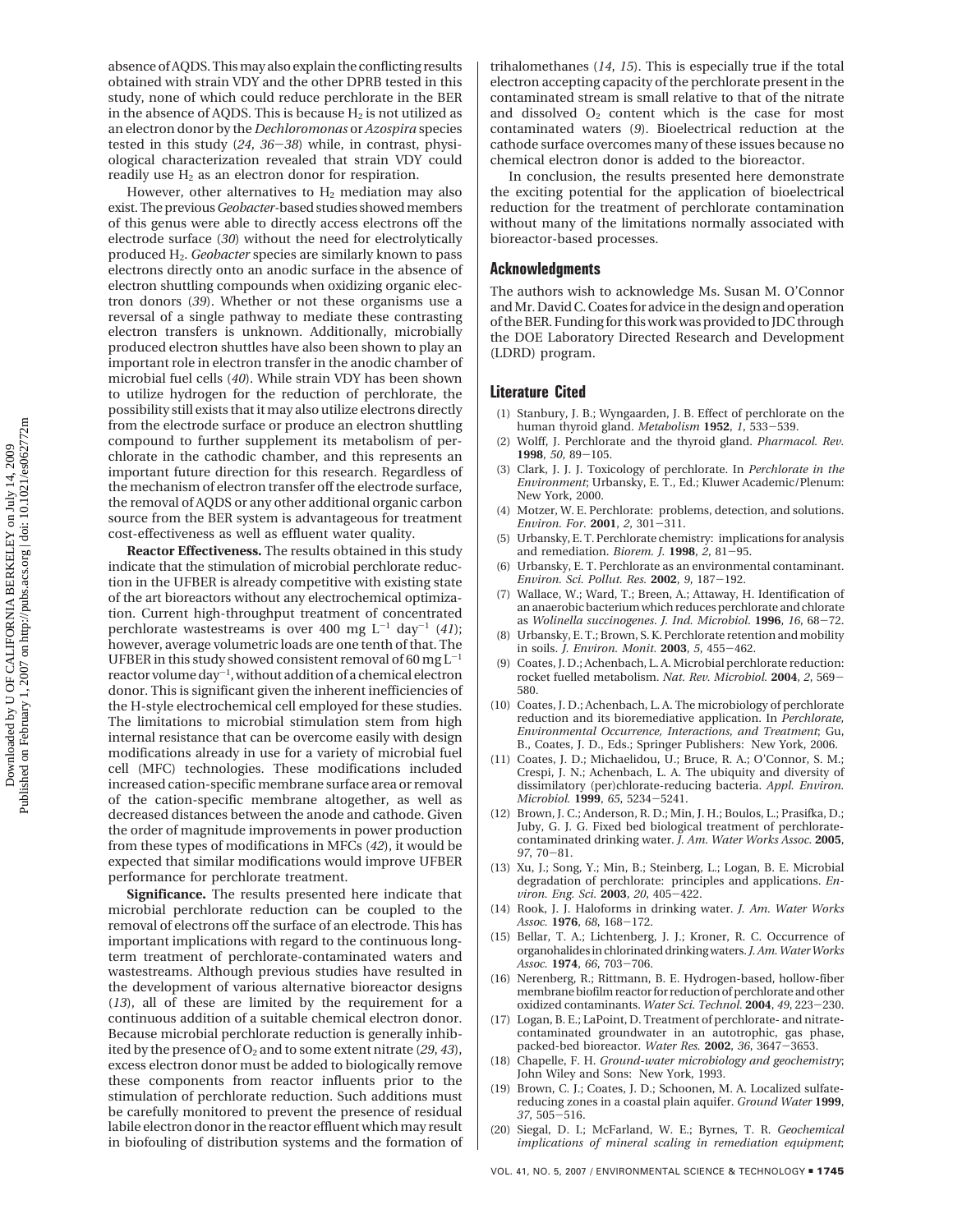absence of AQDS. This may also explain the conflicting results obtained with strain VDY and the other DPRB tested in this study, none of which could reduce perchlorate in the BER in the absence of AQDS. This is because $H_2$ is not utilized as an electron donor by the *Dechloromonas* or *Azospira* species tested in this study (*24*, *36*–*38*) while, in contrast, physiological characterization revealed that strain VDY could readily use $H_2$ as an electron donor for respiration.

However, other alternatives to $H_2$ mediation may also exist. The previous *Geobacter*-based studies showed members of this genus were able to directly access electrons off the electrode surface (*30*) without the need for electrolytically produced $H_2$. *Geobacter* species are similarly known to pass electrons directly onto an anodic surface in the absence of electron shuttling compounds when oxidizing organic electron donors (*39*). Whether or not these organisms use a reversal of a single pathway to mediate these contrasting electron transfers is unknown. Additionally, microbially produced electron shuttles have also been shown to play an important role in electron transfer in the anodic chamber of microbial fuel cells (*40*). While strain VDY has been shown to utilize hydrogen for the reduction of perchlorate, the possibility still exists that it may also utilize electrons directly from the electrode surface or produce an electron shuttling compound to further supplement its metabolism of perchlorate in the cathodic chamber, and this represents an important future direction for this research. Regardless of the mechanism of electron transfer off the electrode surface, the removal of AQDS or any other additional organic carbon source from the BER system is advantageous for treatment cost-effectiveness as well as effluent water quality.

**Reactor Effectiveness.** The results obtained in this study indicate that the stimulation of microbial perchlorate reduction in the UFBER is already competitive with existing state of the art bioreactors without any electrochemical optimization. Current high-throughput treatment of concentrated perchlorate wastestreams is over 400 mg $L^{-1}$ $day^{-1}$ (*41*); however, average volumetric loads are one tenth of that. The UFBER in this study showed consistent removal of 60 mg $L^{-1}$ reactor volume $day^{-1}$, without addition of a chemical electron donor. This is significant given the inherent inefficiencies of the H-style electrochemical cell employed for these studies. The limitations to microbial stimulation stem from high internal resistance that can be overcome easily with design modifications already in use for a variety of microbial fuel cell (MFC) technologies. These modifications included increased cation-specific membrane surface area or removal of the cation-specific membrane altogether, as well as decreased distances between the anode and cathode. Given the order of magnitude improvements in power production from these types of modifications in MFCs (*42*), it would be expected that similar modifications would improve UFBER performance for perchlorate treatment.

**Significance.** The results presented here indicate that microbial perchlorate reduction can be coupled to the removal of electrons off the surface of an electrode. This has important implications with regard to the continuous long-term treatment of perchlorate-contaminated waters and wastestreams. Although previous studies have resulted in the development of various alternative bioreactor designs (*13*), all of these are limited by the requirement for a continuous addition of a suitable chemical electron donor. Because microbial perchlorate reduction is generally inhibited by the presence of $O_2$ and to some extent nitrate (*29*, *43*), excess electron donor must be added to biologically remove these components from reactor influents prior to the stimulation of perchlorate reduction. Such additions must be carefully monitored to prevent the presence of residual labile electron donor in the reactor effluent which may result in biofouling of distribution systems and the formation of trihalomethanes (*14*, *15*). This is especially true if the total electron accepting capacity of the perchlorate present in the contaminated stream is small relative to that of the nitrate and dissolved $O_2$ content which is the case for most contaminated waters (*9*). Bioelectrical reduction at the cathode surface overcomes many of these issues because no chemical electron donor is added to the bioreactor.

In conclusion, the results presented here demonstrate the exciting potential for the application of bioelectrical reduction for the treatment of perchlorate contamination without many of the limitations normally associated with bioreactor-based processes.

## Acknowledgments

The authors wish to acknowledge Ms. Susan M. O'Connor and Mr. David C. Coates for advice in the design and operation of the BER. Funding for this work was provided to JDC through the DOE Laboratory Directed Research and Development (LDRD) program.

## Literature Cited

(1) Stanbury, J. B.; Wyngaarden, J. B. Effect of perchlorate on the human thyroid gland. *Metabolism* **1952**, *1*, 533–539.

(2) Wolff, J. Perchlorate and the thyroid gland. *Pharmacol. Rev.* **1998**, *50*, 89–105.

(3) Clark, J. J. J. Toxicology of perchlorate. In *Perchlorate in the Environment*; Urbansky, E. T., Ed.; Kluwer Academic/Plenum: New York, 2000.

(4) Motzer, W. E. Perchlorate: problems, detection, and solutions. *Environ. For.* **2001**, *2*, 301–311.

(5) Urbansky, E. T. Perchlorate chemistry: implications for analysis and remediation. *Biorem. J.* **1998**, *2*, 81–95.

(6) Urbansky, E. T. Perchlorate as an environmental contaminant. *Environ. Sci. Pollut. Res.* **2002**, *9*, 187–192.

(7) Wallace, W.; Ward, T.; Breen, A.; Attaway, H. Identification of an anaerobic bacterium which reduces perchlorate and chlorate as *Wolinella succinogenes*. *J. Ind. Microbiol.* **1996**, *16*, 68–72.

(8) Urbansky, E. T.; Brown, S. K. Perchlorate retention and mobility in soils. *J. Environ. Monit.* **2003**, *5*, 455–462.

(9) Coates, J. D.; Achenbach, L. A. Microbial perchlorate reduction: rocket fuelled metabolism. *Nat. Rev. Microbiol.* **2004**, *2*, 569–580.

(10) Coates, J. D.; Achenbach, L. A. The microbiology of perchlorate reduction and its bioremediative application. In *Perchlorate, Environmental Occurrence, Interactions, and Treatment*; Gu, B., Coates, J. D., Eds.; Springer Publishers: New York, 2006.

(11) Coates, J. D.; Michaelidou, U.; Bruce, R. A.; O'Connor, S. M.; Crespi, J. N.; Achenbach, L. A. The ubiquity and diversity of dissimilatory (per)chlorate-reducing bacteria. *Appl. Environ. Microbiol.* **1999**, *65*, 5234–5241.

(12) Brown, J. C.; Anderson, R. D.; Min, J. H.; Boulos, L.; Prasifka, D.; Juby, G. J. G. Fixed bed biological treatment of perchlorate-contaminated drinking water. *J. Am. Water Works Assoc.* **2005**, *97*, 70–81.

(13) Xu, J.; Song, Y.; Min, B.; Steinberg, L.; Logan, B. E. Microbial degradation of perchlorate: principles and applications. *Environ. Eng. Sci.* **2003**, *20*, 405–422.

(14) Rook, J. J. Haloforms in drinking water. *J. Am. Water Works Assoc.* **1976**, *68*, 168–172.

(15) Bellar, T. A.; Lichtenberg, J. J.; Kroner, R. C. Occurrence of organohalides in chlorinated drinking waters. *J. Am. Water Works Assoc.* **1974**, *66*, 703–706.

(16) Nerenberg, R.; Rittmann, B. E. Hydrogen-based, hollow-fiber membrane biofilm reactor for reduction of perchlorate and other oxidized contaminants. *Water Sci. Technol.* **2004**, *49*, 223–230.

(17) Logan, B. E.; LaPoint, D. Treatment of perchlorate- and nitrate-contaminated groundwater in an autotrophic, gas phase, packed-bed bioreactor. *Water Res.* **2002**, *36*, 3647–3653.

(18) Chapelle, F. H. *Ground-water microbiology and geochemistry*; John Wiley and Sons: New York, 1993.

(19) Brown, C. J.; Coates, J. D.; Schoonen, M. A. Localized sulfate-reducing zones in a coastal plain aquifer. *Ground Water* **1999**, *37*, 505–516.

(20) Siegal, D. I.; McFarland, W. E.; Byrnes, T. R. *Geochemical implications of mineral scaling in remediation equipment*;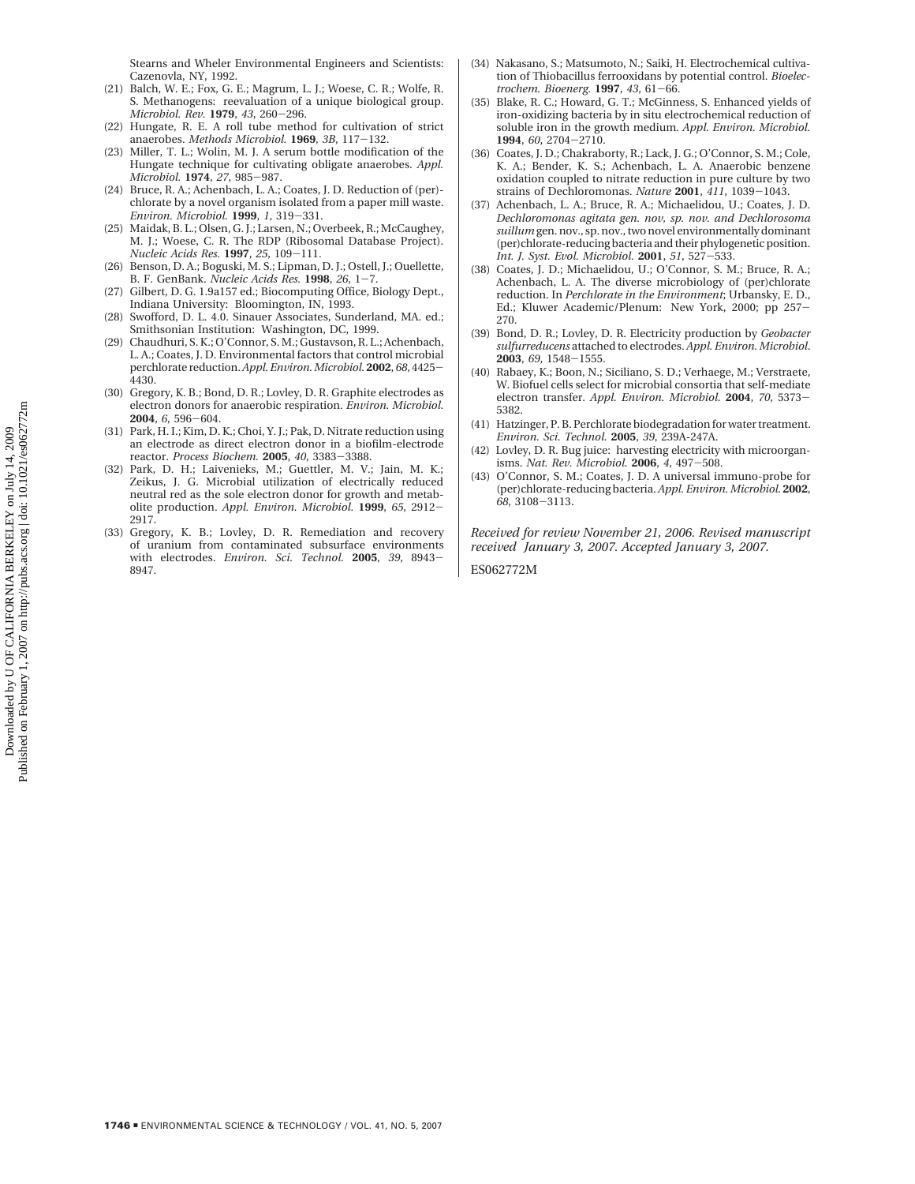Stearns and Wheler Environmental Engineers and Scientists: Cazenovla, NY, 1992.

(21) Balch, W. E.; Fox, G. E.; Magrum, L. J.; Woese, C. R.; Wolfe, R. S. Methanogens: reevaluation of a unique biological group. *Microbiol. Rev.* **1979**, *43*, 260−296.

(22) Hungate, R. E. A roll tube method for cultivation of strict anaerobes. *Methods Microbiol.* **1969**, *3B*, 117−132.

(23) Miller, T. L.; Wolin, M. J. A serum bottle modification of the Hungate technique for cultivating obligate anaerobes. *Appl. Microbiol.* **1974**, *27*, 985−987.

(24) Bruce, R. A.; Achenbach, L. A.; Coates, J. D. Reduction of (per)-chlorate by a novel organism isolated from a paper mill waste. *Environ. Microbiol.* **1999**, *1*, 319−331.

(25) Maidak, B. L.; Olsen, G. J.; Larsen, N.; Overbeek, R.; McCaughey, M. J.; Woese, C. R. The RDP (Ribosomal Database Project). *Nucleic Acids Res.* **1997**, *25*, 109−111.

(26) Benson, D. A.; Boguski, M. S.; Lipman, D. J.; Ostell, J.; Ouellette, B. F. GenBank. *Nucleic Acids Res.* **1998**, *26*, 1−7.

(27) Gilbert, D. G. 1.9a157 ed.; Biocomputing Office, Biology Dept., Indiana University: Bloomington, IN, 1993.

(28) Swofford, D. L. 4.0. Sinauer Associates, Sunderland, MA. ed.; Smithsonian Institution: Washington, DC, 1999.

(29) Chaudhuri, S. K.; O'Connor, S. M.; Gustavson, R. L.; Achenbach, L. A.; Coates, J. D. Environmental factors that control microbial perchlorate reduction. *Appl. Environ. Microbiol.* **2002**, *68*, 4425−4430.

(30) Gregory, K. B.; Bond, D. R.; Lovley, D. R. Graphite electrodes as electron donors for anaerobic respiration. *Environ. Microbiol.* **2004**, *6*, 596−604.

(31) Park, H. I.; Kim, D. K.; Choi, Y. J.; Pak, D. Nitrate reduction using an electrode as direct electron donor in a biofilm-electrode reactor. *Process Biochem.* **2005**, *40*, 3383−3388.

(32) Park, D. H.; Laivenieks, M.; Guettler, M. V.; Jain, M. K.; Zeikus, J. G. Microbial utilization of electrically reduced neutral red as the sole electron donor for growth and metabolite production. *Appl. Environ. Microbiol.* **1999**, *65*, 2912−2917.

(33) Gregory, K. B.; Lovley, D. R. Remediation and recovery of uranium from contaminated subsurface environments with electrodes. *Environ. Sci. Technol.* **2005**, *39*, 8943−8947.

(34) Nakasano, S.; Matsumoto, N.; Saiki, H. Electrochemical cultivation of Thiobacillus ferrooxidans by potential control. *Bioelectrochem. Bioenerg.* **1997**, *43*, 61−66.

(35) Blake, R. C.; Howard, G. T.; McGinness, S. Enhanced yields of iron-oxidizing bacteria by in situ electrochemical reduction of soluble iron in the growth medium. *Appl. Environ. Microbiol.* **1994**, *60*, 2704−2710.

(36) Coates, J. D.; Chakraborty, R.; Lack, J. G.; O'Connor, S. M.; Cole, K. A.; Bender, K. S.; Achenbach, L. A. Anaerobic benzene oxidation coupled to nitrate reduction in pure culture by two strains of Dechloromonas. *Nature* **2001**, *411*, 1039−1043.

(37) Achenbach, L. A.; Bruce, R. A.; Michaelidou, U.; Coates, J. D. *Dechloromonas agitata gen. nov, sp. nov. and Dechlorosoma suillum* gen. nov., sp. nov., two novel environmentally dominant (per)chlorate-reducing bacteria and their phylogenetic position. *Int. J. Syst. Evol. Microbiol.* **2001**, *51*, 527−533.

(38) Coates, J. D.; Michaelidou, U.; O'Connor, S. M.; Bruce, R. A.; Achenbach, L. A. The diverse microbiology of (per)chlorate reduction. In *Perchlorate in the Environment*; Urbansky, E. D., Ed.; Kluwer Academic/Plenum: New York, 2000; pp 257−270.

(39) Bond, D. R.; Lovley, D. R. Electricity production by *Geobacter sulfurreducens* attached to electrodes. *Appl. Environ. Microbiol.* **2003**, *69*, 1548−1555.

(40) Rabaey, K.; Boon, N.; Siciliano, S. D.; Verhaege, M.; Verstraete, W. Biofuel cells select for microbial consortia that self-mediate electron transfer. *Appl. Environ. Microbiol.* **2004**, *70*, 5373−5382.

(41) Hatzinger, P. B. Perchlorate biodegradation for water treatment. *Environ. Sci. Technol.* **2005**, *39*, 239A-247A.

(42) Lovley, D. R. Bug juice: harvesting electricity with microorganisms. *Nat. Rev. Microbiol.* **2006**, *4*, 497−508.

(43) O'Connor, S. M.; Coates, J. D. A universal immuno-probe for (per)chlorate-reducing bacteria. *Appl. Environ. Microbiol.* **2002**, *68*, 3108−3113.

*Received for review November 21, 2006. Revised manuscript received January 3, 2007. Accepted January 3, 2007.*

ES062772M